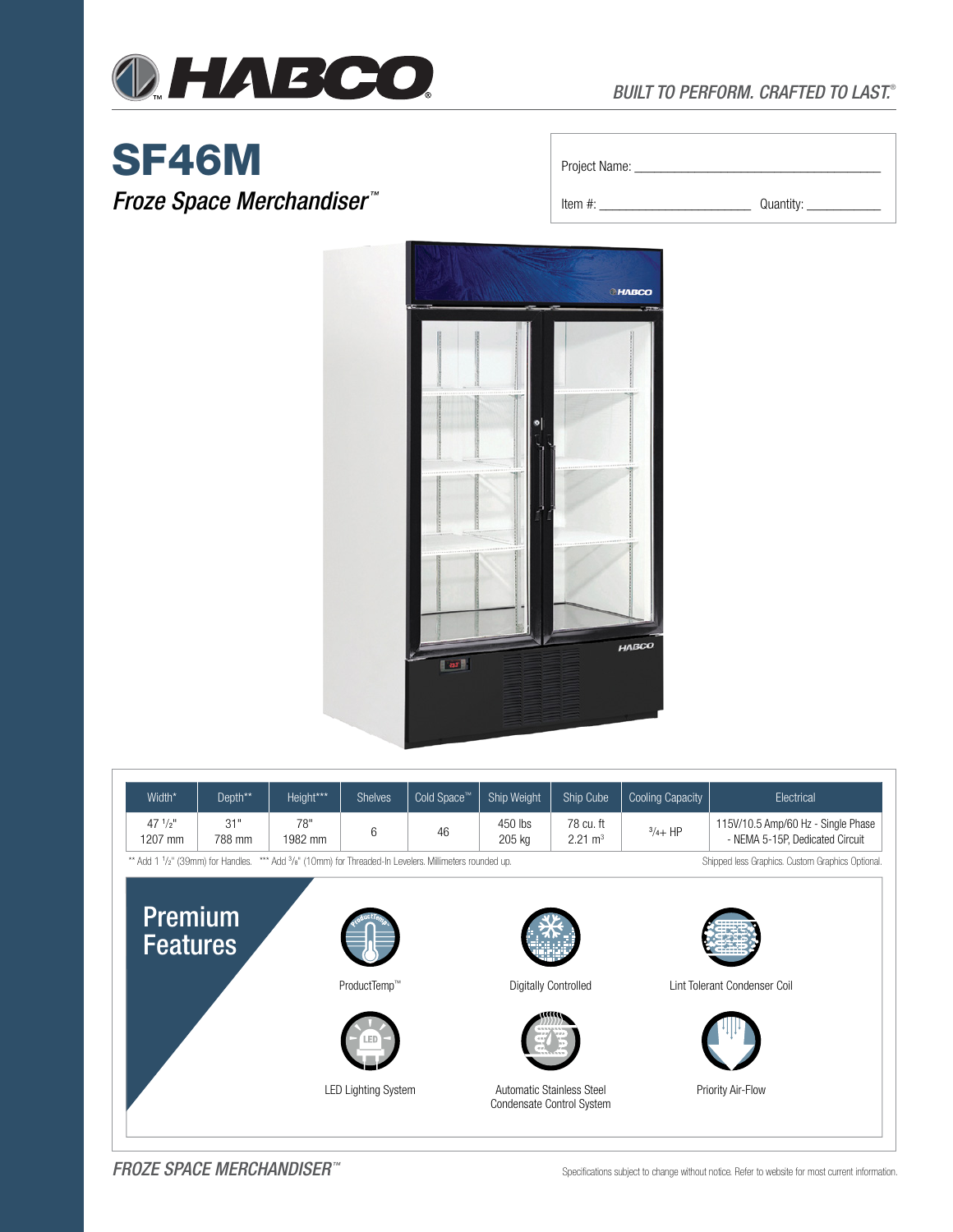# HABCO

*BUILT TO PERFORM. CRAFTED TO LAST.®*

# SF46M

*Froze Space Merchandiser™*

Project Name: ______________________

Item #: ______________ Quantity: __________

| Width* | Depth** | Height*** | Shelves | Cold Space™ | Ship Weight | Ship Cube | Cooling Capacity | Electrical |
|---|---|---|---|---|---|---|---|---|
| 47 1/2" 1207 mm | 31" 788 mm | 78" 1982 mm | 6 | 46 | 450 lbs 205 kg | 78 cu. ft 2.21 m³ | 3/4+ HP | 115V/10.5 Amp/60 Hz - Single Phase - NEMA 5-15P, Dedicated Circuit |

** Add 1 1/2" (39mm) for Handles. *** Add 3/8" (10mm) for Threaded-In Levelers. Millimeters rounded up.

Shipped less Graphics. Custom Graphics Optional.

## Premium Features

- ProductTemp™
- Digitally Controlled
- Lint Tolerant Condenser Coil
- LED Lighting System
- Automatic Stainless Steel Condensate Control System
- Priority Air-Flow

*FROZE SPACE MERCHANDISER™*

Specifications subject to change without notice. Refer to website for most current information.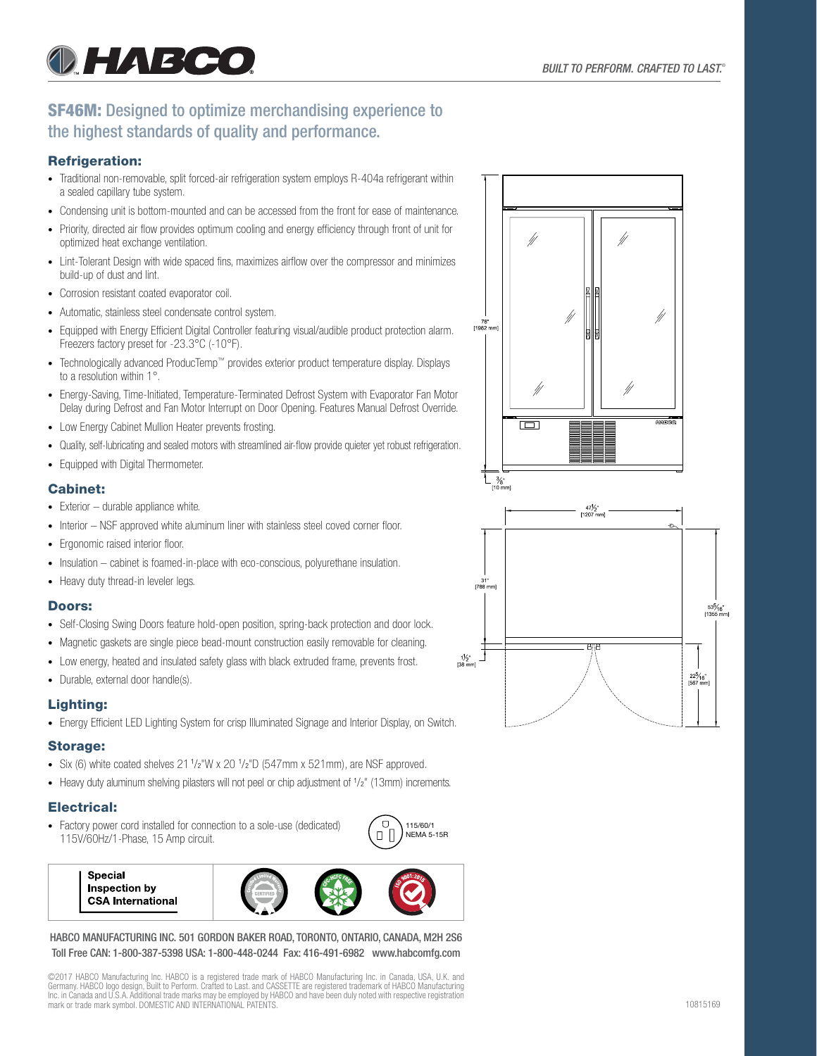# SF46M: Designed to optimize merchandising experience to the highest standards of quality and performance.

*BUILT TO PERFORM. CRAFTED TO LAST.®*

## Refrigeration:

- Traditional non-removable, split forced-air refrigeration system employs R-404a refrigerant within a sealed capillary tube system.
- Condensing unit is bottom-mounted and can be accessed from the front for ease of maintenance.
- Priority, directed air flow provides optimum cooling and energy efficiency through front of unit for optimized heat exchange ventilation.
- Lint-Tolerant Design with wide spaced fins, maximizes airflow over the compressor and minimizes build-up of dust and lint.
- Corrosion resistant coated evaporator coil.
- Automatic, stainless steel condensate control system.
- Equipped with Energy Efficient Digital Controller featuring visual/audible product protection alarm. Freezers factory preset for -23.3°C (-10°F).
- Technologically advanced ProducTemp™ provides exterior product temperature display. Displays to a resolution within 1°.
- Energy-Saving, Time-Initiated, Temperature-Terminated Defrost System with Evaporator Fan Motor Delay during Defrost and Fan Motor Interrupt on Door Opening. Features Manual Defrost Override.
- Low Energy Cabinet Mullion Heater prevents frosting.
- Quality, self-lubricating and sealed motors with streamlined air-flow provide quieter yet robust refrigeration.
- Equipped with Digital Thermometer.

## Cabinet:

- Exterior – durable appliance white.
- Interior – NSF approved white aluminum liner with stainless steel coved corner floor.
- Ergonomic raised interior floor.
- Insulation – cabinet is foamed-in-place with eco-conscious, polyurethane insulation.
- Heavy duty thread-in leveler legs.

## Doors:

- Self-Closing Swing Doors feature hold-open position, spring-back protection and door lock.
- Magnetic gaskets are single piece bead-mount construction easily removable for cleaning.
- Low energy, heated and insulated safety glass with black extruded frame, prevents frost.
- Durable, external door handle(s).

## Lighting:

- Energy Efficient LED Lighting System for crisp Illuminated Signage and Interior Display, on Switch.

## Storage:

- Six (6) white coated shelves 21 ½"W x 20 ½"D (547mm x 521mm), are NSF approved.
- Heavy duty aluminum shelving pilasters will not peel or chip adjustment of ½" (13mm) increments.

## Electrical:

- Factory power cord installed for connection to a sole-use (dedicated) 115V/60Hz/1-Phase, 15 Amp circuit.

115/60/1
NEMA 5-15R

78" [1982 mm]
⅜" [10 mm]
47½" [1207 mm]
31" [788 mm]
1½" [38 mm]
53⅜" [1355 mm]
22⅜" [567 mm]

**Special Inspection by CSA International**

HABCO MANUFACTURING INC. 501 GORDON BAKER ROAD, TORONTO, ONTARIO, CANADA, M2H 2S6
Toll Free CAN: 1-800-387-5398 USA: 1-800-448-0244 Fax: 416-491-6982 www.habcomfg.com

©2017 HABCO Manufacturing Inc. HABCO is a registered trade mark of HABCO Manufacturing Inc. in Canada, USA, U.K. and Germany. HABCO logo design, Built to Perform. Crafted to Last. and CASSETTE are registered trademark of HABCO Manufacturing Inc. in Canada and U.S.A. Additional trade marks may be employed by HABCO and have been duly noted with respective registration mark or trade mark symbol. DOMESTIC AND INTERNATIONAL PATENTS.

10815169